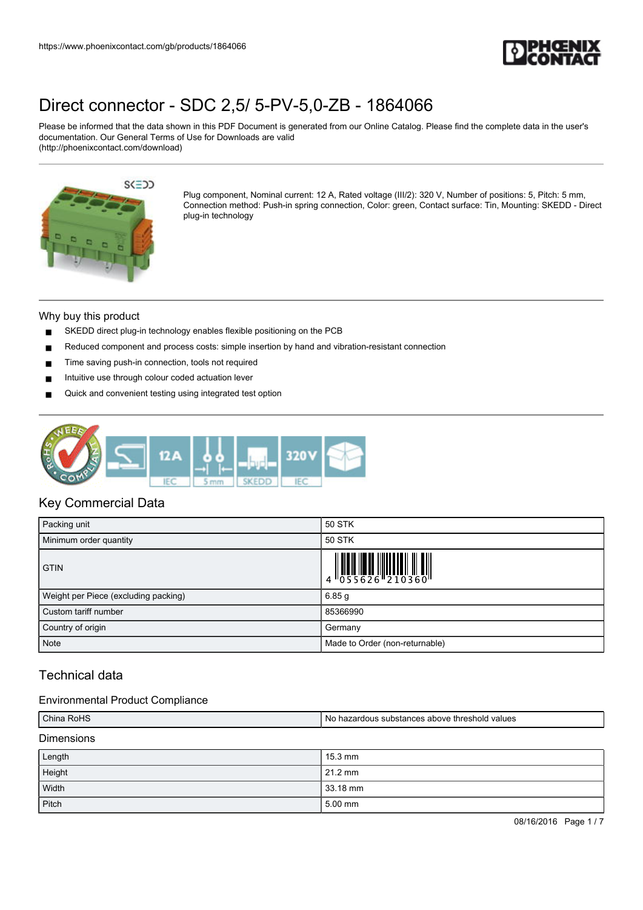https://www.phoenixcontact.com/gb/products/1864066

# Direct connector - SDC 2,5/ 5-PV-5,0-ZB - 1864066

Please be informed that the data shown in this PDF Document is generated from our Online Catalog. Please find the complete data in the user's documentation. Our General Terms of Use for Downloads are valid (http://phoenixcontact.com/download)

Plug component, Nominal current: 12 A, Rated voltage (III/2): 320 V, Number of positions: 5, Pitch: 5 mm, Connection method: Push-in spring connection, Color: green, Contact surface: Tin, Mounting: SKEDD - Direct plug-in technology

## Why buy this product

- SKEDD direct plug-in technology enables flexible positioning on the PCB
- Reduced component and process costs: simple insertion by hand and vibration-resistant connection
- Time saving push-in connection, tools not required
- Intuitive use through colour coded actuation lever
- Quick and convenient testing using integrated test option

## Key Commercial Data

| | |
|---|---|
| Packing unit | 50 STK |
| Minimum order quantity | 50 STK |
| GTIN | 4 055626 210360 |
| Weight per Piece (excluding packing) | 6.85 g |
| Custom tariff number | 85366990 |
| Country of origin | Germany |
| Note | Made to Order (non-returnable) |

## Technical data

### Environmental Product Compliance

| | |
|---|---|
| China RoHS | No hazardous substances above threshold values |

### Dimensions

| | |
|---|---|
| Length | 15.3 mm |
| Height | 21.2 mm |
| Width | 33.18 mm |
| Pitch | 5.00 mm |

08/16/2016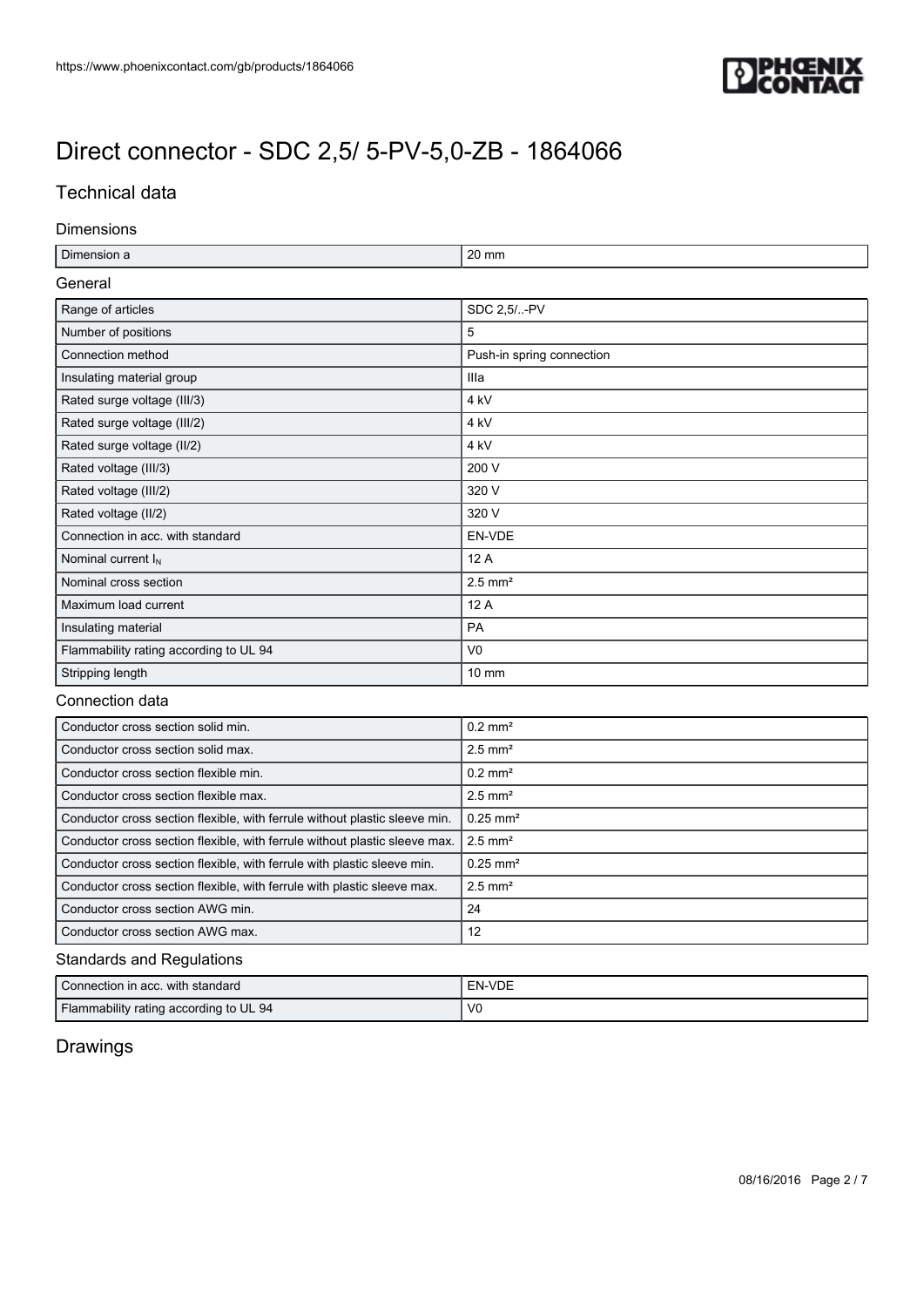# Direct connector - SDC 2,5/ 5-PV-5,0-ZB - 1864066

## Technical data

### Dimensions

| | |
|---|---|
| Dimension a | 20 mm |

### General

| | |
|---|---|
| Range of articles | SDC 2,5/..-PV |
| Number of positions | 5 |
| Connection method | Push-in spring connection |
| Insulating material group | IIIa |
| Rated surge voltage (III/3) | 4 kV |
| Rated surge voltage (III/2) | 4 kV |
| Rated surge voltage (II/2) | 4 kV |
| Rated voltage (III/3) | 200 V |
| Rated voltage (III/2) | 320 V |
| Rated voltage (II/2) | 320 V |
| Connection in acc. with standard | EN-VDE |
| Nominal current $I_N$ | 12 A |
| Nominal cross section | 2.5 mm² |
| Maximum load current | 12 A |
| Insulating material | PA |
| Flammability rating according to UL 94 | V0 |
| Stripping length | 10 mm |

### Connection data

| | |
|---|---|
| Conductor cross section solid min. | 0.2 mm² |
| Conductor cross section solid max. | 2.5 mm² |
| Conductor cross section flexible min. | 0.2 mm² |
| Conductor cross section flexible max. | 2.5 mm² |
| Conductor cross section flexible, with ferrule without plastic sleeve min. | 0.25 mm² |
| Conductor cross section flexible, with ferrule without plastic sleeve max. | 2.5 mm² |
| Conductor cross section flexible, with ferrule with plastic sleeve min. | 0.25 mm² |
| Conductor cross section flexible, with ferrule with plastic sleeve max. | 2.5 mm² |
| Conductor cross section AWG min. | 24 |
| Conductor cross section AWG max. | 12 |

### Standards and Regulations

| | |
|---|---|
| Connection in acc. with standard | EN-VDE |
| Flammability rating according to UL 94 | V0 |

## Drawings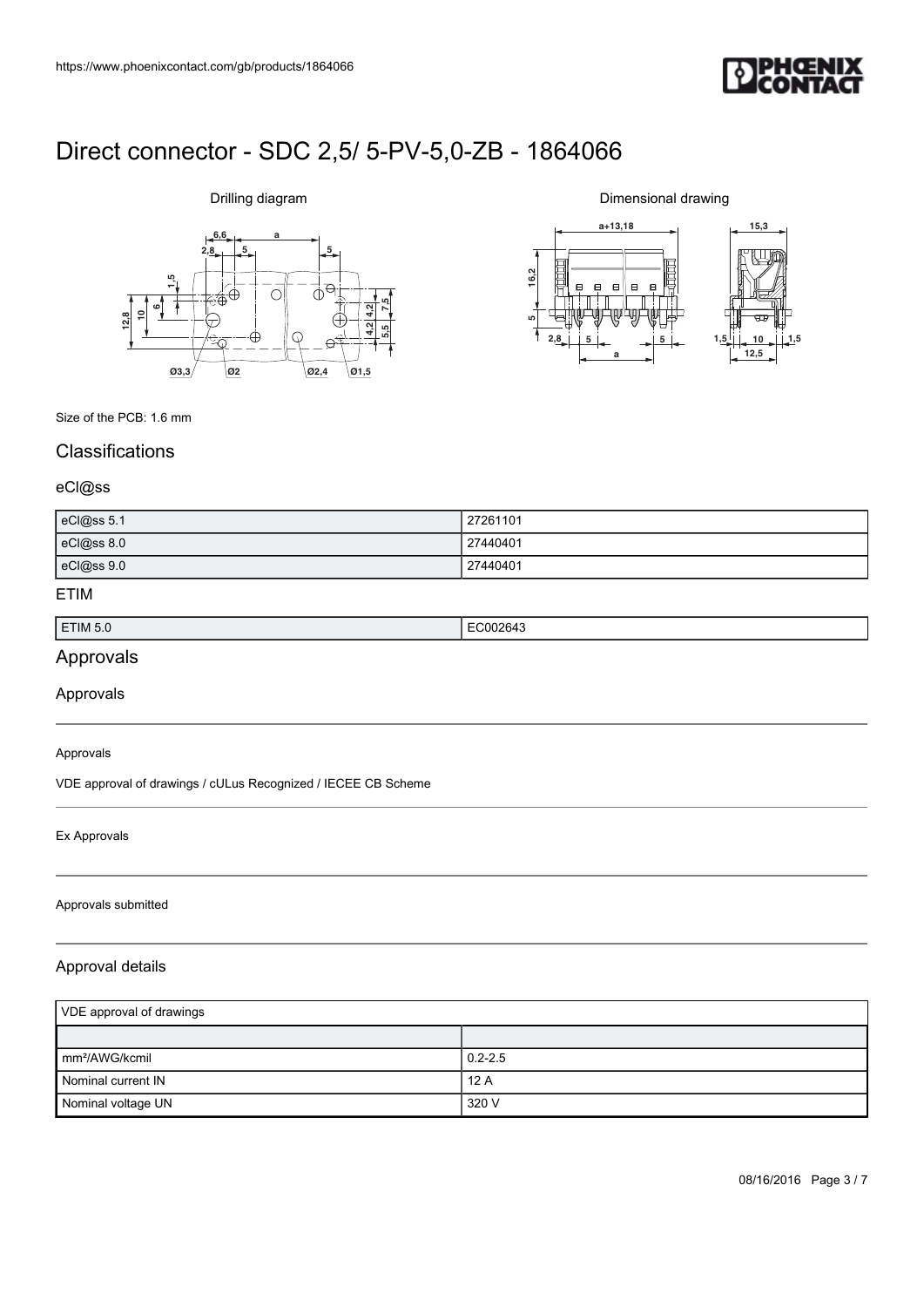# Direct connector - SDC 2,5/ 5-PV-5,0-ZB - 1864066

Drilling diagram

Dimensional drawing

Size of the PCB: 1.6 mm

## Classifications

### eCl@ss

| | |
|---|---|
| eCl@ss 5.1 | 27261101 |
| eCl@ss 8.0 | 27440401 |
| eCl@ss 9.0 | 27440401 |

### ETIM

| | |
|---|---|
| ETIM 5.0 | EC002643 |

## Approvals

### Approvals

Approvals

VDE approval of drawings / cULus Recognized / IECEE CB Scheme

Ex Approvals

Approvals submitted

### Approval details

| VDE approval of drawings | |
|---|---|
| | |
| mm²/AWG/kcmil | 0.2-2.5 |
| Nominal current IN | 12 A |
| Nominal voltage UN | 320 V |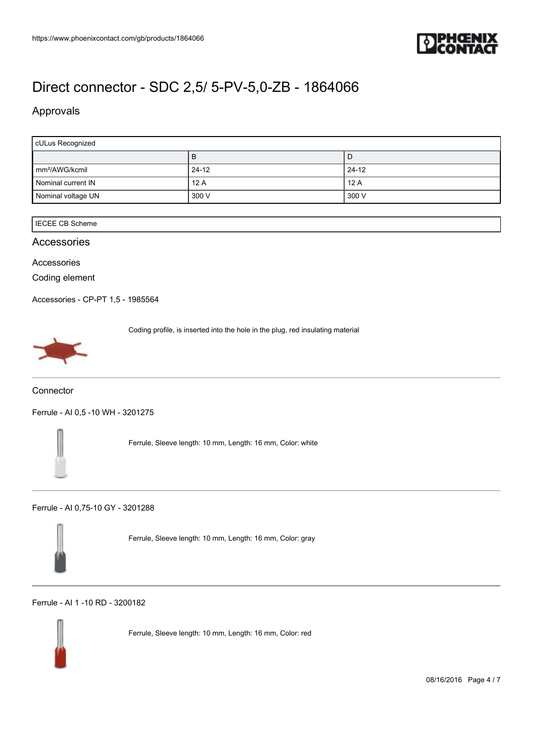# Direct connector - SDC 2,5/ 5-PV-5,0-ZB - 1864066

## Approvals

| cULus Recognized | | |
|---|---|---|
| | B | D |
| mm²/AWG/kcmil | 24-12 | 24-12 |
| Nominal current IN | 12 A | 12 A |
| Nominal voltage UN | 300 V | 300 V |

IECEE CB Scheme

## Accessories

### Accessories

### Coding element

Accessories - CP-PT 1,5 - 1985564

Coding profile, is inserted into the hole in the plug, red insulating material

---

### Connector

Ferrule - AI 0,5 -10 WH - 3201275

Ferrule, Sleeve length: 10 mm, Length: 16 mm, Color: white

---

Ferrule - AI 0,75-10 GY - 3201288

Ferrule, Sleeve length: 10 mm, Length: 16 mm, Color: gray

---

Ferrule - AI 1 -10 RD - 3200182

Ferrule, Sleeve length: 10 mm, Length: 16 mm, Color: red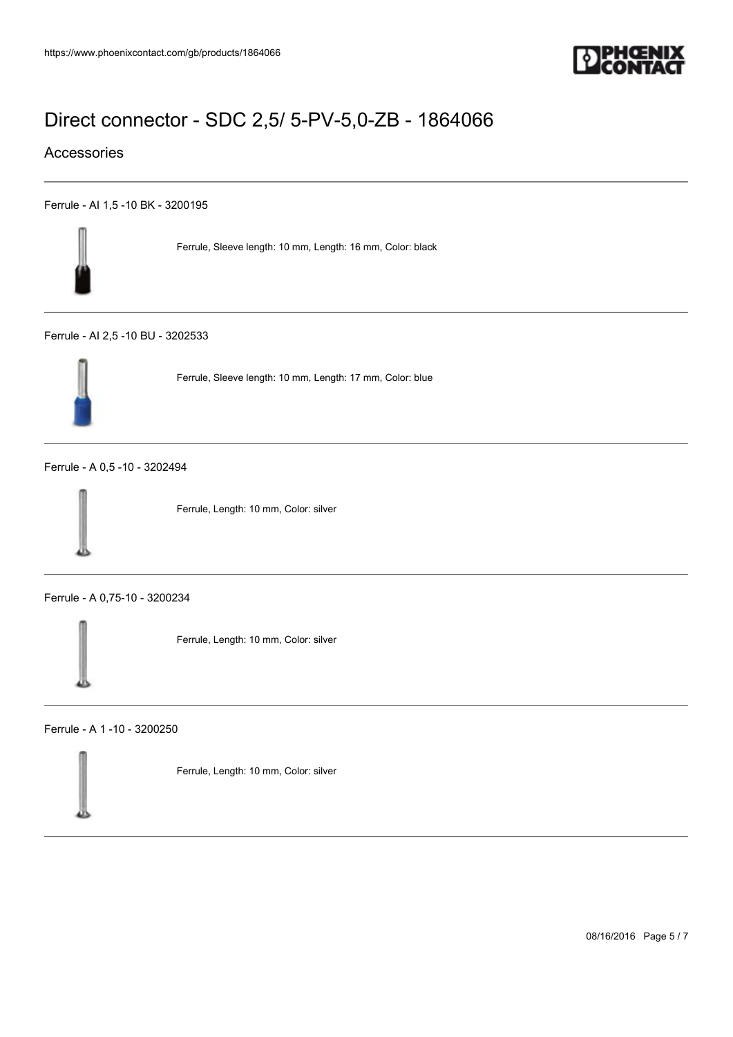# Direct connector - SDC 2,5/ 5-PV-5,0-ZB - 1864066

## Accessories

Ferrule - AI 1,5 -10 BK - 3200195

Ferrule, Sleeve length: 10 mm, Length: 16 mm, Color: black

Ferrule - AI 2,5 -10 BU - 3202533

Ferrule, Sleeve length: 10 mm, Length: 17 mm, Color: blue

Ferrule - A 0,5 -10 - 3202494

Ferrule, Length: 10 mm, Color: silver

Ferrule - A 0,75-10 - 3200234

Ferrule, Length: 10 mm, Color: silver

Ferrule - A 1 -10 - 3200250

Ferrule, Length: 10 mm, Color: silver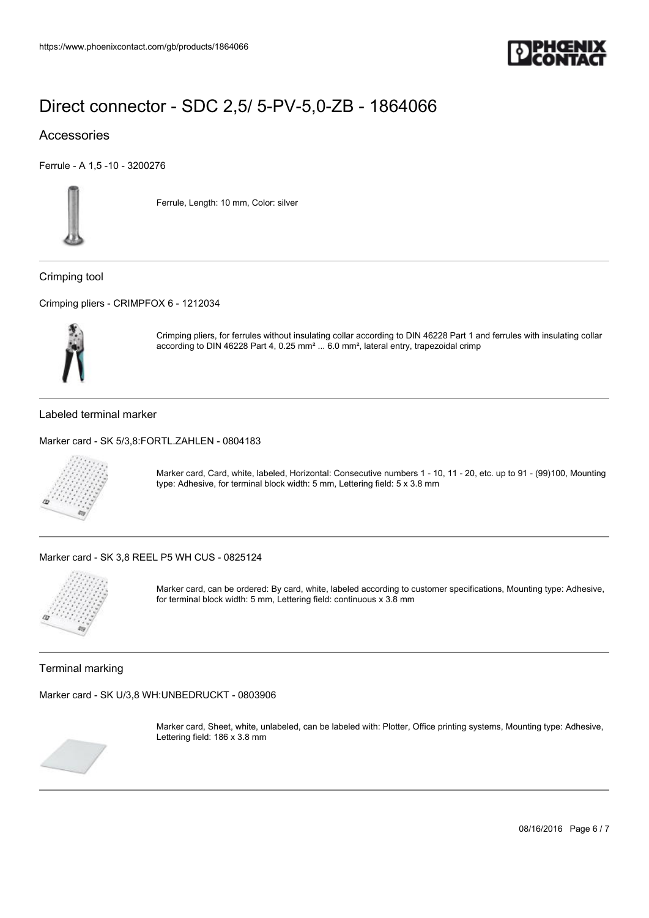# Direct connector - SDC 2,5/ 5-PV-5,0-ZB - 1864066

## Accessories

Ferrule - A 1,5 -10 - 3200276

Ferrule, Length: 10 mm, Color: silver

### Crimping tool

Crimping pliers - CRIMPFOX 6 - 1212034

Crimping pliers, for ferrules without insulating collar according to DIN 46228 Part 1 and ferrules with insulating collar according to DIN 46228 Part 4, 0.25 mm² ... 6.0 mm², lateral entry, trapezoidal crimp

### Labeled terminal marker

Marker card - SK 5/3,8:FORTL.ZAHLEN - 0804183

Marker card, Card, white, labeled, Horizontal: Consecutive numbers 1 - 10, 11 - 20, etc. up to 91 - (99)100, Mounting type: Adhesive, for terminal block width: 5 mm, Lettering field: 5 x 3.8 mm

Marker card - SK 3,8 REEL P5 WH CUS - 0825124

Marker card, can be ordered: By card, white, labeled according to customer specifications, Mounting type: Adhesive, for terminal block width: 5 mm, Lettering field: continuous x 3.8 mm

### Terminal marking

Marker card - SK U/3,8 WH:UNBEDRUCKT - 0803906

Marker card, Sheet, white, unlabeled, can be labeled with: Plotter, Office printing systems, Mounting type: Adhesive, Lettering field: 186 x 3.8 mm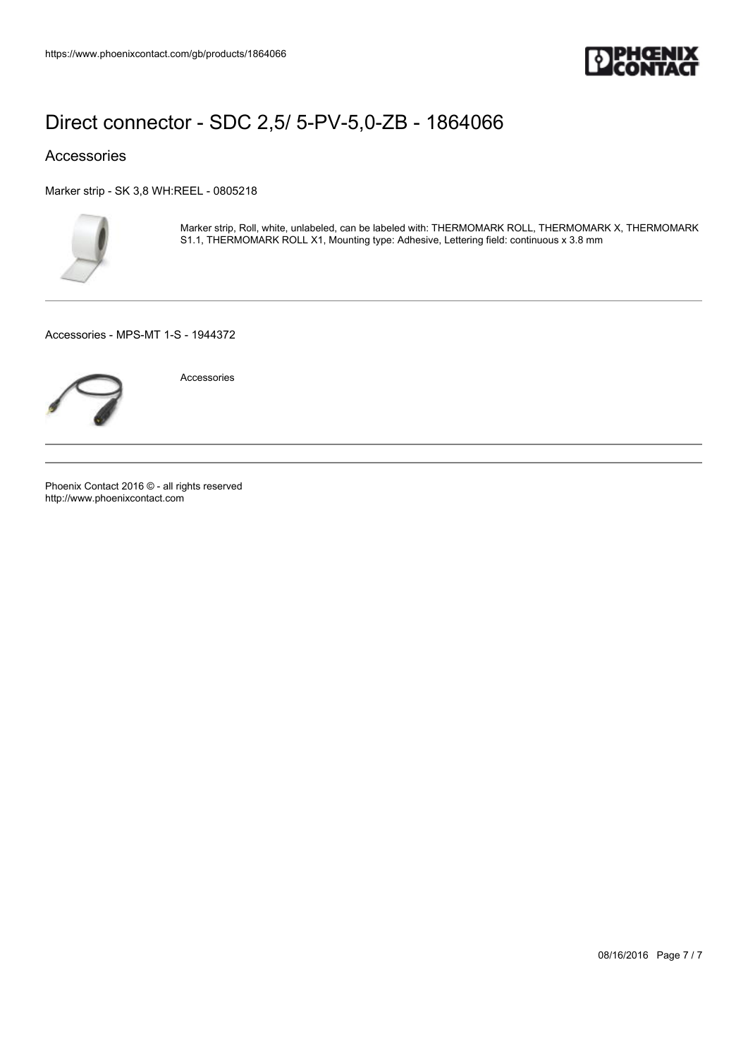# Direct connector - SDC 2,5/ 5-PV-5,0-ZB - 1864066

## Accessories

Marker strip - SK 3,8 WH:REEL - 0805218

Marker strip, Roll, white, unlabeled, can be labeled with: THERMOMARK ROLL, THERMOMARK X, THERMOMARK S1.1, THERMOMARK ROLL X1, Mounting type: Adhesive, Lettering field: continuous x 3.8 mm

---

Accessories - MPS-MT 1-S - 1944372

Accessories

---

Phoenix Contact 2016 © - all rights reserved
http://www.phoenixcontact.com